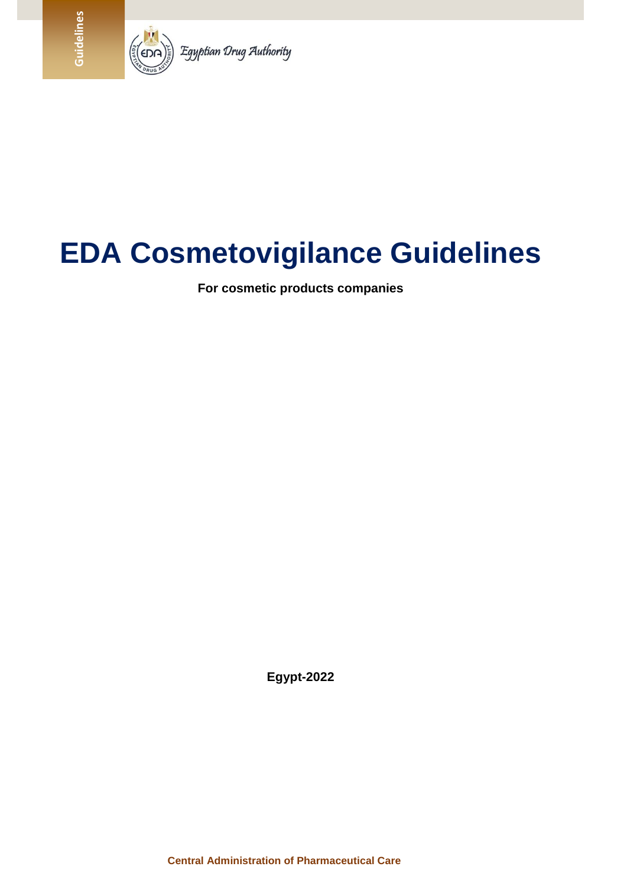Guidelines

Egyptian Drug Authority

# EDA Cosmetovigilance Guidelines

**For cosmetic products companies**

**Egypt-2022**

**Central Administration of Pharmaceutical Care**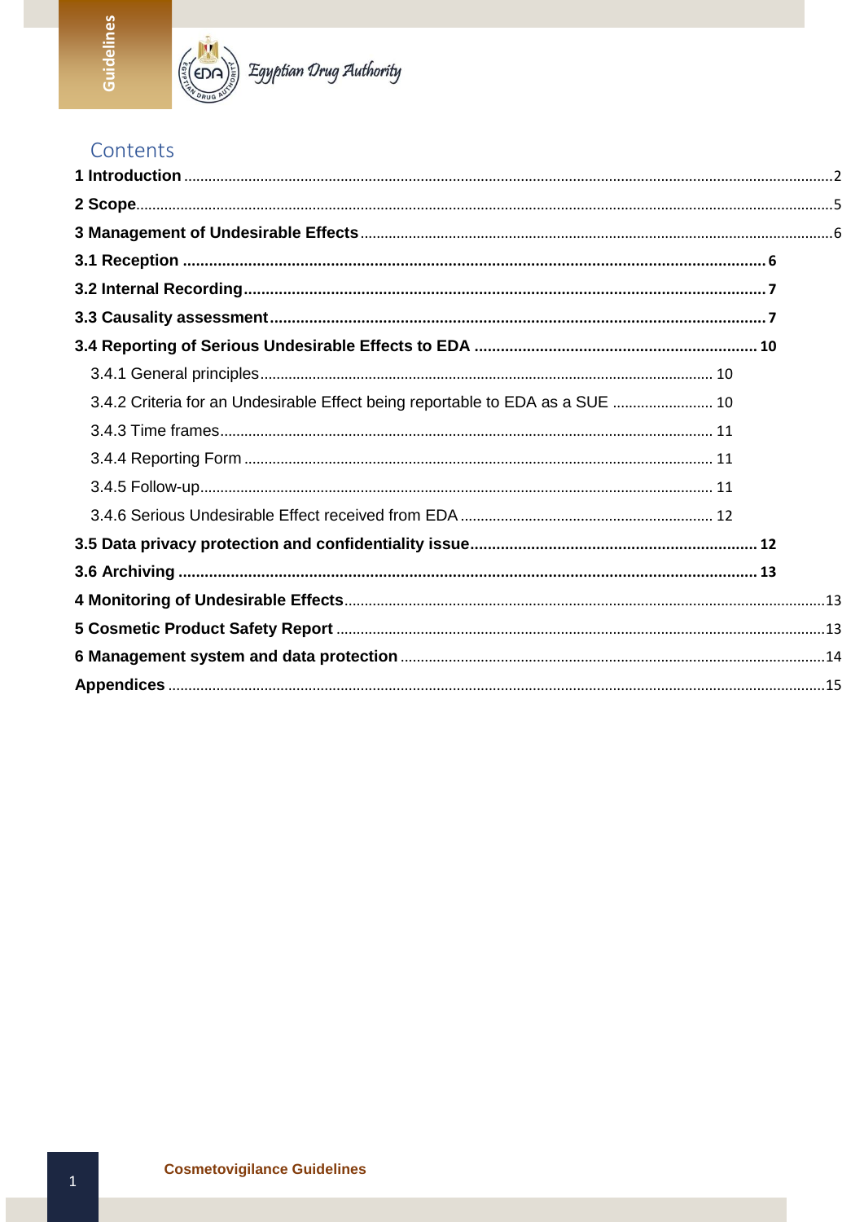# Contents

1 Introduction ..... 2

2 Scope ..... 5

3 Management of Undesirable Effects ..... 6

3.1 Reception ..... 6

3.2 Internal Recording ..... 7

3.3 Causality assessment ..... 7

3.4 Reporting of Serious Undesirable Effects to EDA ..... 10

- 3.4.1 General principles ..... 10
- 3.4.2 Criteria for an Undesirable Effect being reportable to EDA as a SUE ..... 10
- 3.4.3 Time frames ..... 11
- 3.4.4 Reporting Form ..... 11
- 3.4.5 Follow-up ..... 11
- 3.4.6 Serious Undesirable Effect received from EDA ..... 12

3.5 Data privacy protection and confidentiality issue ..... 12

3.6 Archiving ..... 13

4 Monitoring of Undesirable Effects ..... 13

5 Cosmetic Product Safety Report ..... 13

6 Management system and data protection ..... 14

Appendices ..... 15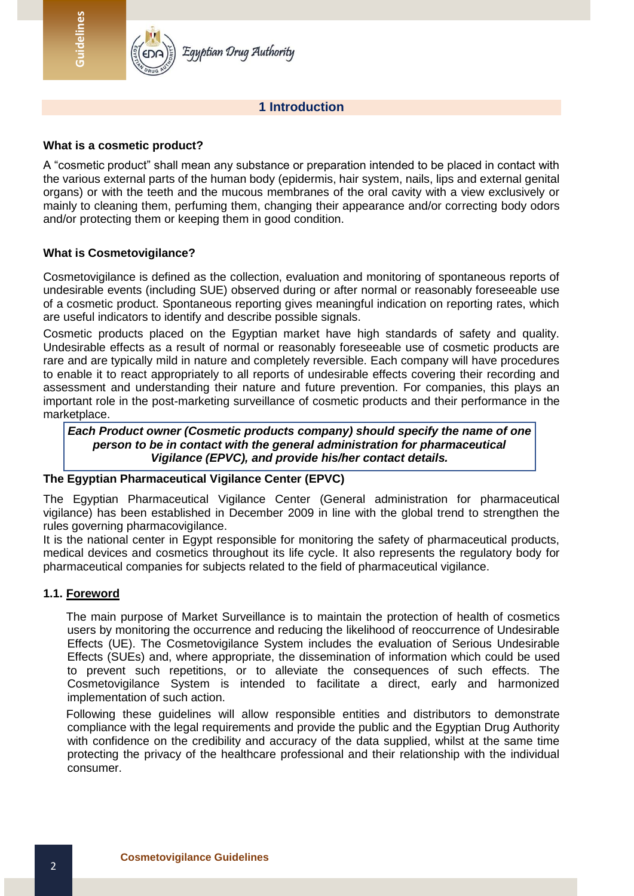# 1 Introduction

**What is a cosmetic product?**

A "cosmetic product" shall mean any substance or preparation intended to be placed in contact with the various external parts of the human body (epidermis, hair system, nails, lips and external genital organs) or with the teeth and the mucous membranes of the oral cavity with a view exclusively or mainly to cleaning them, perfuming them, changing their appearance and/or correcting body odors and/or protecting them or keeping them in good condition.

**What is Cosmetovigilance?**

Cosmetovigilance is defined as the collection, evaluation and monitoring of spontaneous reports of undesirable events (including SUE) observed during or after normal or reasonably foreseeable use of a cosmetic product. Spontaneous reporting gives meaningful indication on reporting rates, which are useful indicators to identify and describe possible signals.

Cosmetic products placed on the Egyptian market have high standards of safety and quality. Undesirable effects as a result of normal or reasonably foreseeable use of cosmetic products are rare and are typically mild in nature and completely reversible. Each company will have procedures to enable it to react appropriately to all reports of undesirable effects covering their recording and assessment and understanding their nature and future prevention. For companies, this plays an important role in the post-marketing surveillance of cosmetic products and their performance in the marketplace.

***Each Product owner (Cosmetic products company) should specify the name of one person to be in contact with the general administration for pharmaceutical Vigilance (EPVC), and provide his/her contact details.***

**The Egyptian Pharmaceutical Vigilance Center (EPVC)**

The Egyptian Pharmaceutical Vigilance Center (General administration for pharmaceutical vigilance) has been established in December 2009 in line with the global trend to strengthen the rules governing pharmacovigilance.

It is the national center in Egypt responsible for monitoring the safety of pharmaceutical products, medical devices and cosmetics throughout its life cycle. It also represents the regulatory body for pharmaceutical companies for subjects related to the field of pharmaceutical vigilance.

## 1.1. Foreword

The main purpose of Market Surveillance is to maintain the protection of health of cosmetics users by monitoring the occurrence and reducing the likelihood of reoccurrence of Undesirable Effects (UE). The Cosmetovigilance System includes the evaluation of Serious Undesirable Effects (SUEs) and, where appropriate, the dissemination of information which could be used to prevent such repetitions, or to alleviate the consequences of such effects. The Cosmetovigilance System is intended to facilitate a direct, early and harmonized implementation of such action.

Following these guidelines will allow responsible entities and distributors to demonstrate compliance with the legal requirements and provide the public and the Egyptian Drug Authority with confidence on the credibility and accuracy of the data supplied, whilst at the same time protecting the privacy of the healthcare professional and their relationship with the individual consumer.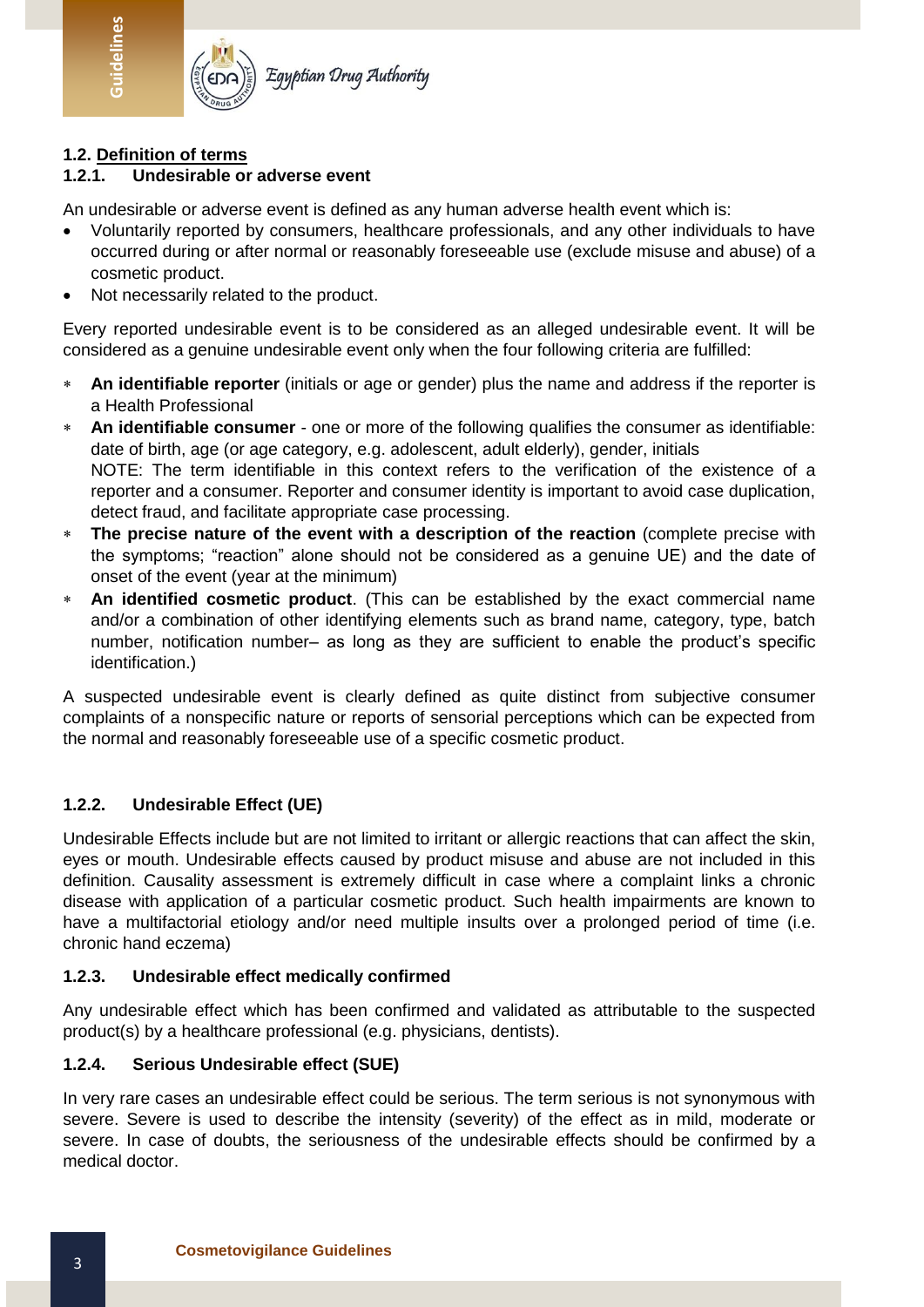## 1.2. Definition of terms

### 1.2.1. Undesirable or adverse event

An undesirable or adverse event is defined as any human adverse health event which is:

- Voluntarily reported by consumers, healthcare professionals, and any other individuals to have occurred during or after normal or reasonably foreseeable use (exclude misuse and abuse) of a cosmetic product.
- Not necessarily related to the product.

Every reported undesirable event is to be considered as an alleged undesirable event. It will be considered as a genuine undesirable event only when the four following criteria are fulfilled:

- **An identifiable reporter** (initials or age or gender) plus the name and address if the reporter is a Health Professional
- **An identifiable consumer** - one or more of the following qualifies the consumer as identifiable: date of birth, age (or age category, e.g. adolescent, adult elderly), gender, initials
  NOTE: The term identifiable in this context refers to the verification of the existence of a reporter and a consumer. Reporter and consumer identity is important to avoid case duplication, detect fraud, and facilitate appropriate case processing.
- **The precise nature of the event with a description of the reaction** (complete precise with the symptoms; "reaction" alone should not be considered as a genuine UE) and the date of onset of the event (year at the minimum)
- **An identified cosmetic product**. (This can be established by the exact commercial name and/or a combination of other identifying elements such as brand name, category, type, batch number, notification number– as long as they are sufficient to enable the product's specific identification.)

A suspected undesirable event is clearly defined as quite distinct from subjective consumer complaints of a nonspecific nature or reports of sensorial perceptions which can be expected from the normal and reasonably foreseeable use of a specific cosmetic product.

### 1.2.2. Undesirable Effect (UE)

Undesirable Effects include but are not limited to irritant or allergic reactions that can affect the skin, eyes or mouth. Undesirable effects caused by product misuse and abuse are not included in this definition. Causality assessment is extremely difficult in case where a complaint links a chronic disease with application of a particular cosmetic product. Such health impairments are known to have a multifactorial etiology and/or need multiple insults over a prolonged period of time (i.e. chronic hand eczema)

### 1.2.3. Undesirable effect medically confirmed

Any undesirable effect which has been confirmed and validated as attributable to the suspected product(s) by a healthcare professional (e.g. physicians, dentists).

### 1.2.4. Serious Undesirable effect (SUE)

In very rare cases an undesirable effect could be serious. The term serious is not synonymous with severe. Severe is used to describe the intensity (severity) of the effect as in mild, moderate or severe. In case of doubts, the seriousness of the undesirable effects should be confirmed by a medical doctor.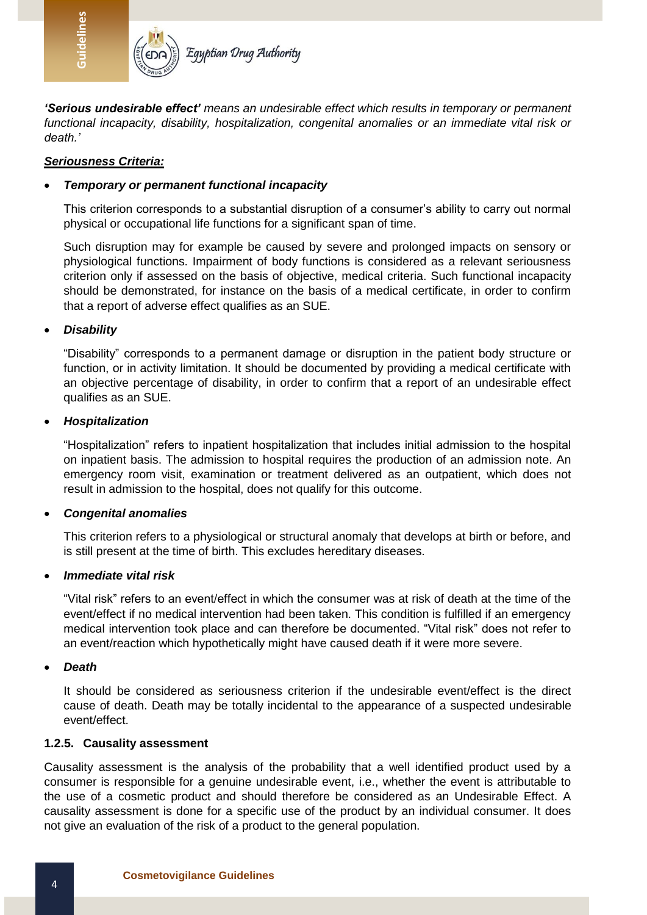***'Serious undesirable effect'*** *means an undesirable effect which results in temporary or permanent functional incapacity, disability, hospitalization, congenital anomalies or an immediate vital risk or death.'*

***Seriousness Criteria:***

- ***Temporary or permanent functional incapacity***

  This criterion corresponds to a substantial disruption of a consumer's ability to carry out normal physical or occupational life functions for a significant span of time.

  Such disruption may for example be caused by severe and prolonged impacts on sensory or physiological functions. Impairment of body functions is considered as a relevant seriousness criterion only if assessed on the basis of objective, medical criteria. Such functional incapacity should be demonstrated, for instance on the basis of a medical certificate, in order to confirm that a report of adverse effect qualifies as an SUE.

- ***Disability***

  "Disability" corresponds to a permanent damage or disruption in the patient body structure or function, or in activity limitation. It should be documented by providing a medical certificate with an objective percentage of disability, in order to confirm that a report of an undesirable effect qualifies as an SUE.

- ***Hospitalization***

  "Hospitalization" refers to inpatient hospitalization that includes initial admission to the hospital on inpatient basis. The admission to hospital requires the production of an admission note. An emergency room visit, examination or treatment delivered as an outpatient, which does not result in admission to the hospital, does not qualify for this outcome.

- ***Congenital anomalies***

  This criterion refers to a physiological or structural anomaly that develops at birth or before, and is still present at the time of birth. This excludes hereditary diseases.

- ***Immediate vital risk***

  "Vital risk" refers to an event/effect in which the consumer was at risk of death at the time of the event/effect if no medical intervention had been taken. This condition is fulfilled if an emergency medical intervention took place and can therefore be documented. "Vital risk" does not refer to an event/reaction which hypothetically might have caused death if it were more severe.

- ***Death***

  It should be considered as seriousness criterion if the undesirable event/effect is the direct cause of death. Death may be totally incidental to the appearance of a suspected undesirable event/effect.

### 1.2.5. Causality assessment

Causality assessment is the analysis of the probability that a well identified product used by a consumer is responsible for a genuine undesirable event, i.e., whether the event is attributable to the use of a cosmetic product and should therefore be considered as an Undesirable Effect. A causality assessment is done for a specific use of the product by an individual consumer. It does not give an evaluation of the risk of a product to the general population.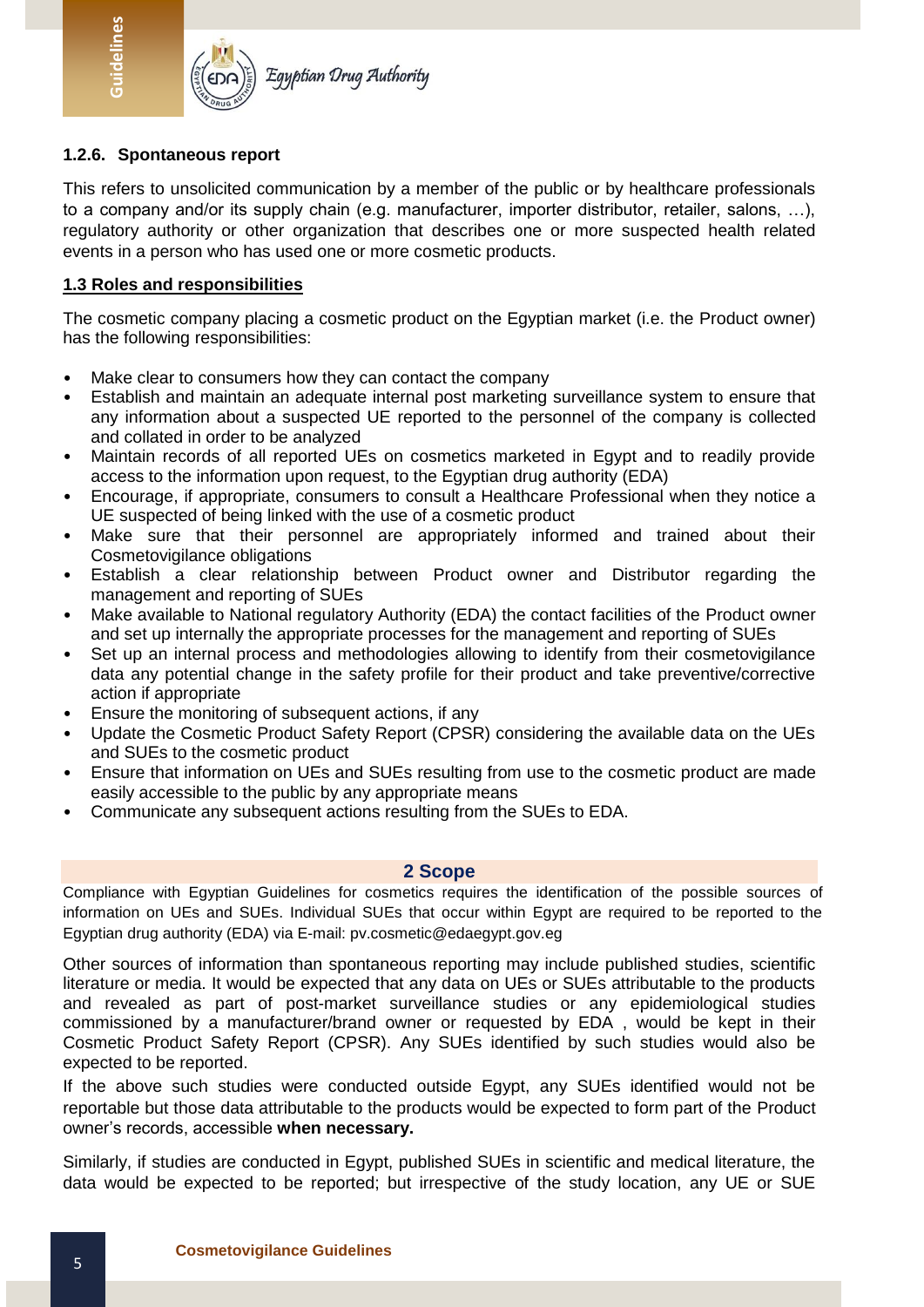### 1.2.6. Spontaneous report

This refers to unsolicited communication by a member of the public or by healthcare professionals to a company and/or its supply chain (e.g. manufacturer, importer distributor, retailer, salons, …), regulatory authority or other organization that describes one or more suspected health related events in a person who has used one or more cosmetic products.

### 1.3 Roles and responsibilities

The cosmetic company placing a cosmetic product on the Egyptian market (i.e. the Product owner) has the following responsibilities:

- Make clear to consumers how they can contact the company
- Establish and maintain an adequate internal post marketing surveillance system to ensure that any information about a suspected UE reported to the personnel of the company is collected and collated in order to be analyzed
- Maintain records of all reported UEs on cosmetics marketed in Egypt and to readily provide access to the information upon request, to the Egyptian drug authority (EDA)
- Encourage, if appropriate, consumers to consult a Healthcare Professional when they notice a UE suspected of being linked with the use of a cosmetic product
- Make sure that their personnel are appropriately informed and trained about their Cosmetovigilance obligations
- Establish a clear relationship between Product owner and Distributor regarding the management and reporting of SUEs
- Make available to National regulatory Authority (EDA) the contact facilities of the Product owner and set up internally the appropriate processes for the management and reporting of SUEs
- Set up an internal process and methodologies allowing to identify from their cosmetovigilance data any potential change in the safety profile for their product and take preventive/corrective action if appropriate
- Ensure the monitoring of subsequent actions, if any
- Update the Cosmetic Product Safety Report (CPSR) considering the available data on the UEs and SUEs to the cosmetic product
- Ensure that information on UEs and SUEs resulting from use to the cosmetic product are made easily accessible to the public by any appropriate means
- Communicate any subsequent actions resulting from the SUEs to EDA.

## 2 Scope

Compliance with Egyptian Guidelines for cosmetics requires the identification of the possible sources of information on UEs and SUEs. Individual SUEs that occur within Egypt are required to be reported to the Egyptian drug authority (EDA) via E-mail: pv.cosmetic@edaegypt.gov.eg

Other sources of information than spontaneous reporting may include published studies, scientific literature or media. It would be expected that any data on UEs or SUEs attributable to the products and revealed as part of post-market surveillance studies or any epidemiological studies commissioned by a manufacturer/brand owner or requested by EDA , would be kept in their Cosmetic Product Safety Report (CPSR). Any SUEs identified by such studies would also be expected to be reported.

If the above such studies were conducted outside Egypt, any SUEs identified would not be reportable but those data attributable to the products would be expected to form part of the Product owner's records, accessible **when necessary.**

Similarly, if studies are conducted in Egypt, published SUEs in scientific and medical literature, the data would be expected to be reported; but irrespective of the study location, any UE or SUE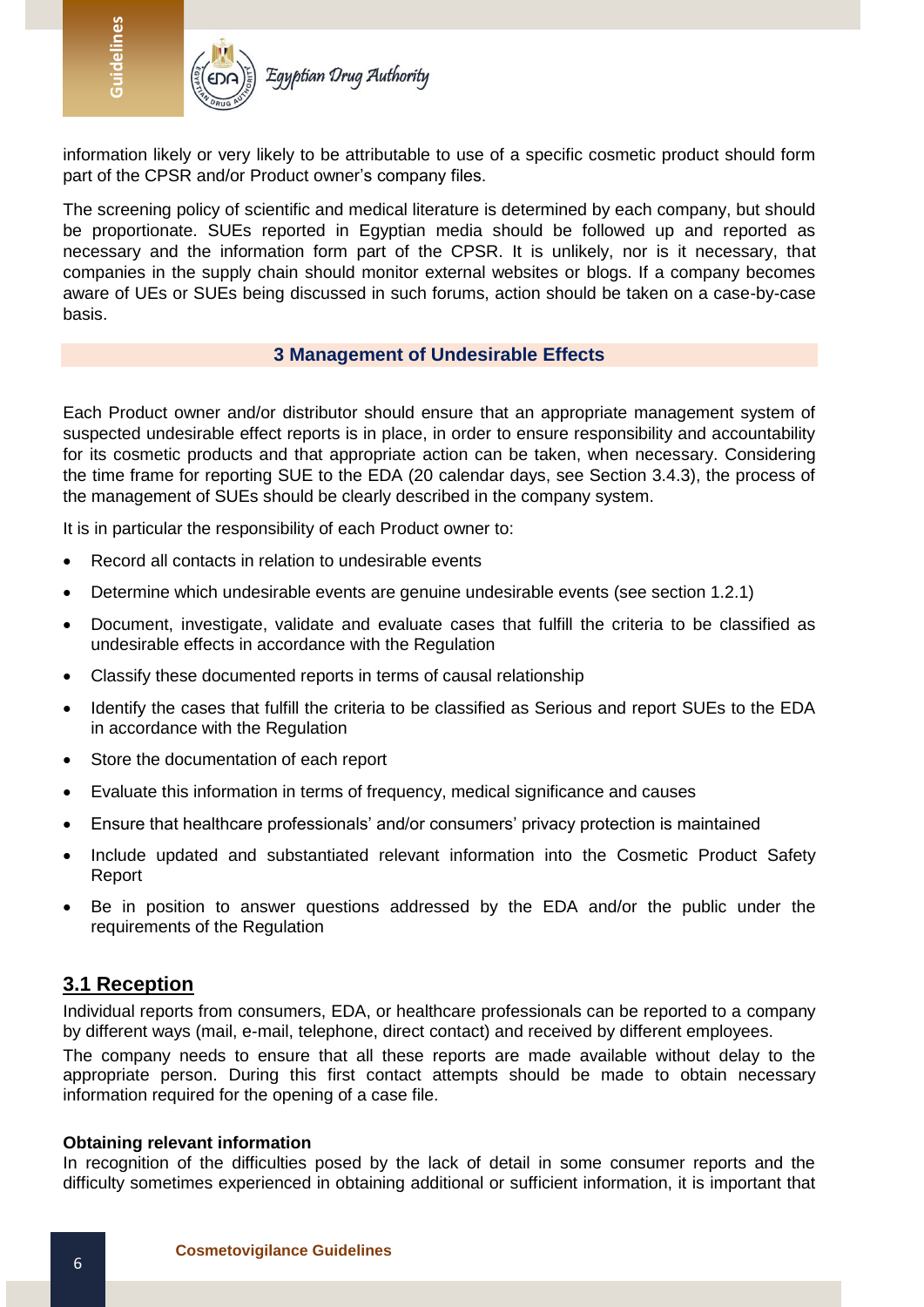information likely or very likely to be attributable to use of a specific cosmetic product should form part of the CPSR and/or Product owner's company files.

The screening policy of scientific and medical literature is determined by each company, but should be proportionate. SUEs reported in Egyptian media should be followed up and reported as necessary and the information form part of the CPSR. It is unlikely, nor is it necessary, that companies in the supply chain should monitor external websites or blogs. If a company becomes aware of UEs or SUEs being discussed in such forums, action should be taken on a case-by-case basis.

## 3 Management of Undesirable Effects

Each Product owner and/or distributor should ensure that an appropriate management system of suspected undesirable effect reports is in place, in order to ensure responsibility and accountability for its cosmetic products and that appropriate action can be taken, when necessary. Considering the time frame for reporting SUE to the EDA (20 calendar days, see Section 3.4.3), the process of the management of SUEs should be clearly described in the company system.

It is in particular the responsibility of each Product owner to:

- Record all contacts in relation to undesirable events
- Determine which undesirable events are genuine undesirable events (see section 1.2.1)
- Document, investigate, validate and evaluate cases that fulfill the criteria to be classified as undesirable effects in accordance with the Regulation
- Classify these documented reports in terms of causal relationship
- Identify the cases that fulfill the criteria to be classified as Serious and report SUEs to the EDA in accordance with the Regulation
- Store the documentation of each report
- Evaluate this information in terms of frequency, medical significance and causes
- Ensure that healthcare professionals' and/or consumers' privacy protection is maintained
- Include updated and substantiated relevant information into the Cosmetic Product Safety Report
- Be in position to answer questions addressed by the EDA and/or the public under the requirements of the Regulation

## 3.1 Reception

Individual reports from consumers, EDA, or healthcare professionals can be reported to a company by different ways (mail, e-mail, telephone, direct contact) and received by different employees.

The company needs to ensure that all these reports are made available without delay to the appropriate person. During this first contact attempts should be made to obtain necessary information required for the opening of a case file.

**Obtaining relevant information**

In recognition of the difficulties posed by the lack of detail in some consumer reports and the difficulty sometimes experienced in obtaining additional or sufficient information, it is important that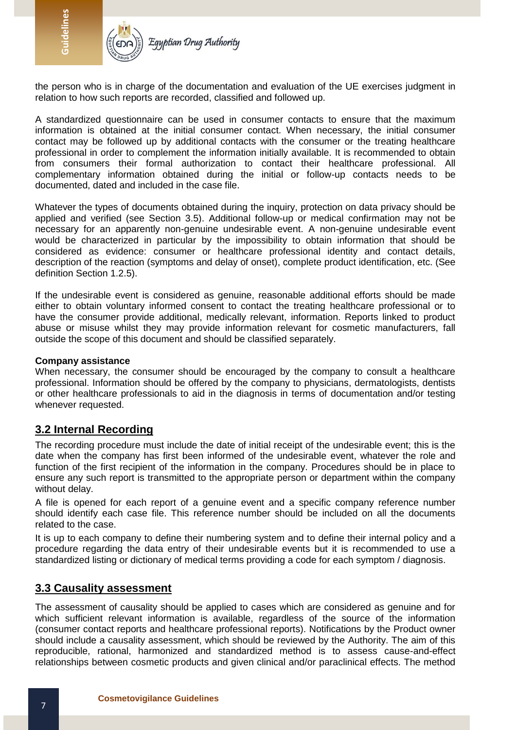the person who is in charge of the documentation and evaluation of the UE exercises judgment in relation to how such reports are recorded, classified and followed up.

A standardized questionnaire can be used in consumer contacts to ensure that the maximum information is obtained at the initial consumer contact. When necessary, the initial consumer contact may be followed up by additional contacts with the consumer or the treating healthcare professional in order to complement the information initially available. It is recommended to obtain from consumers their formal authorization to contact their healthcare professional. All complementary information obtained during the initial or follow-up contacts needs to be documented, dated and included in the case file.

Whatever the types of documents obtained during the inquiry, protection on data privacy should be applied and verified (see Section 3.5). Additional follow-up or medical confirmation may not be necessary for an apparently non-genuine undesirable event. A non-genuine undesirable event would be characterized in particular by the impossibility to obtain information that should be considered as evidence: consumer or healthcare professional identity and contact details, description of the reaction (symptoms and delay of onset), complete product identification, etc. (See definition Section 1.2.5).

If the undesirable event is considered as genuine, reasonable additional efforts should be made either to obtain voluntary informed consent to contact the treating healthcare professional or to have the consumer provide additional, medically relevant, information. Reports linked to product abuse or misuse whilst they may provide information relevant for cosmetic manufacturers, fall outside the scope of this document and should be classified separately.

**Company assistance**

When necessary, the consumer should be encouraged by the company to consult a healthcare professional. Information should be offered by the company to physicians, dermatologists, dentists or other healthcare professionals to aid in the diagnosis in terms of documentation and/or testing whenever requested.

## 3.2 Internal Recording

The recording procedure must include the date of initial receipt of the undesirable event; this is the date when the company has first been informed of the undesirable event, whatever the role and function of the first recipient of the information in the company. Procedures should be in place to ensure any such report is transmitted to the appropriate person or department within the company without delay.

A file is opened for each report of a genuine event and a specific company reference number should identify each case file. This reference number should be included on all the documents related to the case.

It is up to each company to define their numbering system and to define their internal policy and a procedure regarding the data entry of their undesirable events but it is recommended to use a standardized listing or dictionary of medical terms providing a code for each symptom / diagnosis.

## 3.3 Causality assessment

The assessment of causality should be applied to cases which are considered as genuine and for which sufficient relevant information is available, regardless of the source of the information (consumer contact reports and healthcare professional reports). Notifications by the Product owner should include a causality assessment, which should be reviewed by the Authority. The aim of this reproducible, rational, harmonized and standardized method is to assess cause-and-effect relationships between cosmetic products and given clinical and/or paraclinical effects. The method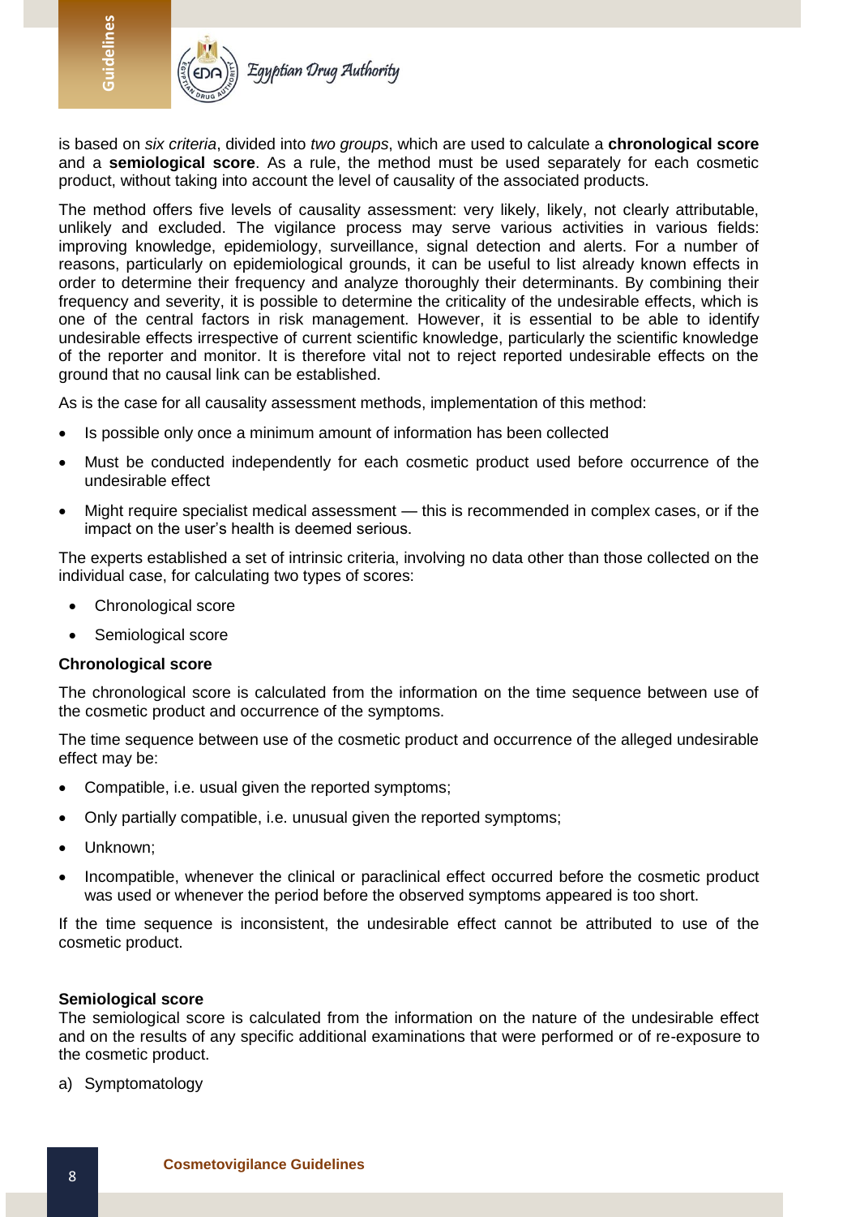is based on *six criteria*, divided into *two groups*, which are used to calculate a **chronological score** and a **semiological score**. As a rule, the method must be used separately for each cosmetic product, without taking into account the level of causality of the associated products.

The method offers five levels of causality assessment: very likely, likely, not clearly attributable, unlikely and excluded. The vigilance process may serve various activities in various fields: improving knowledge, epidemiology, surveillance, signal detection and alerts. For a number of reasons, particularly on epidemiological grounds, it can be useful to list already known effects in order to determine their frequency and analyze thoroughly their determinants. By combining their frequency and severity, it is possible to determine the criticality of the undesirable effects, which is one of the central factors in risk management. However, it is essential to be able to identify undesirable effects irrespective of current scientific knowledge, particularly the scientific knowledge of the reporter and monitor. It is therefore vital not to reject reported undesirable effects on the ground that no causal link can be established.

As is the case for all causality assessment methods, implementation of this method:

- Is possible only once a minimum amount of information has been collected
- Must be conducted independently for each cosmetic product used before occurrence of the undesirable effect
- Might require specialist medical assessment — this is recommended in complex cases, or if the impact on the user's health is deemed serious.

The experts established a set of intrinsic criteria, involving no data other than those collected on the individual case, for calculating two types of scores:

- Chronological score
- Semiological score

**Chronological score**

The chronological score is calculated from the information on the time sequence between use of the cosmetic product and occurrence of the symptoms.

The time sequence between use of the cosmetic product and occurrence of the alleged undesirable effect may be:

- Compatible, i.e. usual given the reported symptoms;
- Only partially compatible, i.e. unusual given the reported symptoms;
- Unknown;
- Incompatible, whenever the clinical or paraclinical effect occurred before the cosmetic product was used or whenever the period before the observed symptoms appeared is too short.

If the time sequence is inconsistent, the undesirable effect cannot be attributed to use of the cosmetic product.

**Semiological score**

The semiological score is calculated from the information on the nature of the undesirable effect and on the results of any specific additional examinations that were performed or of re-exposure to the cosmetic product.

a) Symptomatology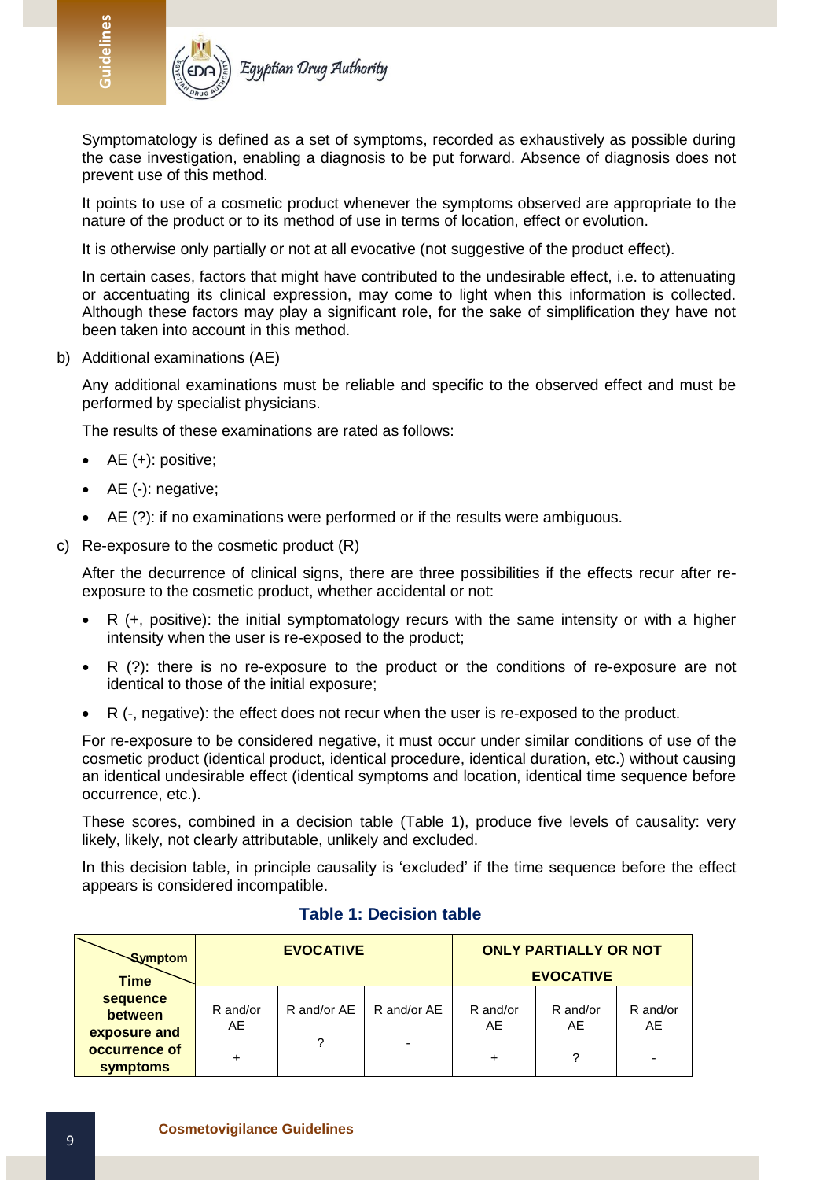Symptomatology is defined as a set of symptoms, recorded as exhaustively as possible during the case investigation, enabling a diagnosis to be put forward. Absence of diagnosis does not prevent use of this method.

It points to use of a cosmetic product whenever the symptoms observed are appropriate to the nature of the product or to its method of use in terms of location, effect or evolution.

It is otherwise only partially or not at all evocative (not suggestive of the product effect).

In certain cases, factors that might have contributed to the undesirable effect, i.e. to attenuating or accentuating its clinical expression, may come to light when this information is collected. Although these factors may play a significant role, for the sake of simplification they have not been taken into account in this method.

b) Additional examinations (AE)

Any additional examinations must be reliable and specific to the observed effect and must be performed by specialist physicians.

The results of these examinations are rated as follows:

- AE (+): positive;
- AE (-): negative;
- AE (?): if no examinations were performed or if the results were ambiguous.

c) Re-exposure to the cosmetic product (R)

After the decurrence of clinical signs, there are three possibilities if the effects recur after re-exposure to the cosmetic product, whether accidental or not:

- R (+, positive): the initial symptomatology recurs with the same intensity or with a higher intensity when the user is re-exposed to the product;
- R (?): there is no re-exposure to the product or the conditions of re-exposure are not identical to those of the initial exposure;
- R (-, negative): the effect does not recur when the user is re-exposed to the product.

For re-exposure to be considered negative, it must occur under similar conditions of use of the cosmetic product (identical product, identical procedure, identical duration, etc.) without causing an identical undesirable effect (identical symptoms and location, identical time sequence before occurrence, etc.).

These scores, combined in a decision table (Table 1), produce five levels of causality: very likely, likely, not clearly attributable, unlikely and excluded.

In this decision table, in principle causality is 'excluded' if the time sequence before the effect appears is considered incompatible.

**Table 1: Decision table**

| Symptom / Time sequence between exposure and occurrence of symptoms | EVOCATIVE | | | ONLY PARTIALLY OR NOT EVOCATIVE | | |
|---|---|---|---|---|---|---|
| | R and/or AE + | R and/or AE ? | R and/or AE - | R and/or AE + | R and/or AE ? | R and/or AE - |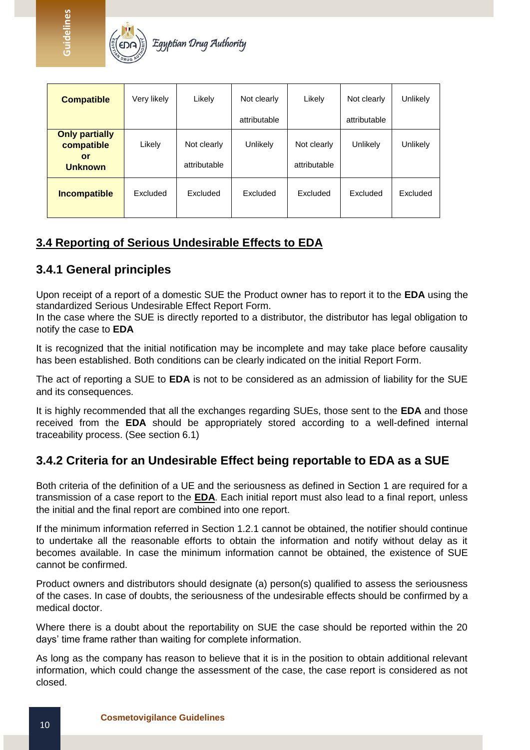| Compatible | Very likely | Likely | Not clearly attributable | Likely | Not clearly attributable | Unlikely |
|---|---|---|---|---|---|---|
| Only partially compatible or Unknown | Likely | Not clearly attributable | Unlikely | Not clearly attributable | Unlikely | Unlikely |
| Incompatible | Excluded | Excluded | Excluded | Excluded | Excluded | Excluded |

## 3.4 Reporting of Serious Undesirable Effects to EDA

### 3.4.1 General principles

Upon receipt of a report of a domestic SUE the Product owner has to report it to the **EDA** using the standardized Serious Undesirable Effect Report Form.

In the case where the SUE is directly reported to a distributor, the distributor has legal obligation to notify the case to **EDA**

It is recognized that the initial notification may be incomplete and may take place before causality has been established. Both conditions can be clearly indicated on the initial Report Form.

The act of reporting a SUE to **EDA** is not to be considered as an admission of liability for the SUE and its consequences.

It is highly recommended that all the exchanges regarding SUEs, those sent to the **EDA** and those received from the **EDA** should be appropriately stored according to a well-defined internal traceability process. (See section 6.1)

### 3.4.2 Criteria for an Undesirable Effect being reportable to EDA as a SUE

Both criteria of the definition of a UE and the seriousness as defined in Section 1 are required for a transmission of a case report to the **EDA**. Each initial report must also lead to a final report, unless the initial and the final report are combined into one report.

If the minimum information referred in Section 1.2.1 cannot be obtained, the notifier should continue to undertake all the reasonable efforts to obtain the information and notify without delay as it becomes available. In case the minimum information cannot be obtained, the existence of SUE cannot be confirmed.

Product owners and distributors should designate (a) person(s) qualified to assess the seriousness of the cases. In case of doubts, the seriousness of the undesirable effects should be confirmed by a medical doctor.

Where there is a doubt about the reportability on SUE the case should be reported within the 20 days' time frame rather than waiting for complete information.

As long as the company has reason to believe that it is in the position to obtain additional relevant information, which could change the assessment of the case, the case report is considered as not closed.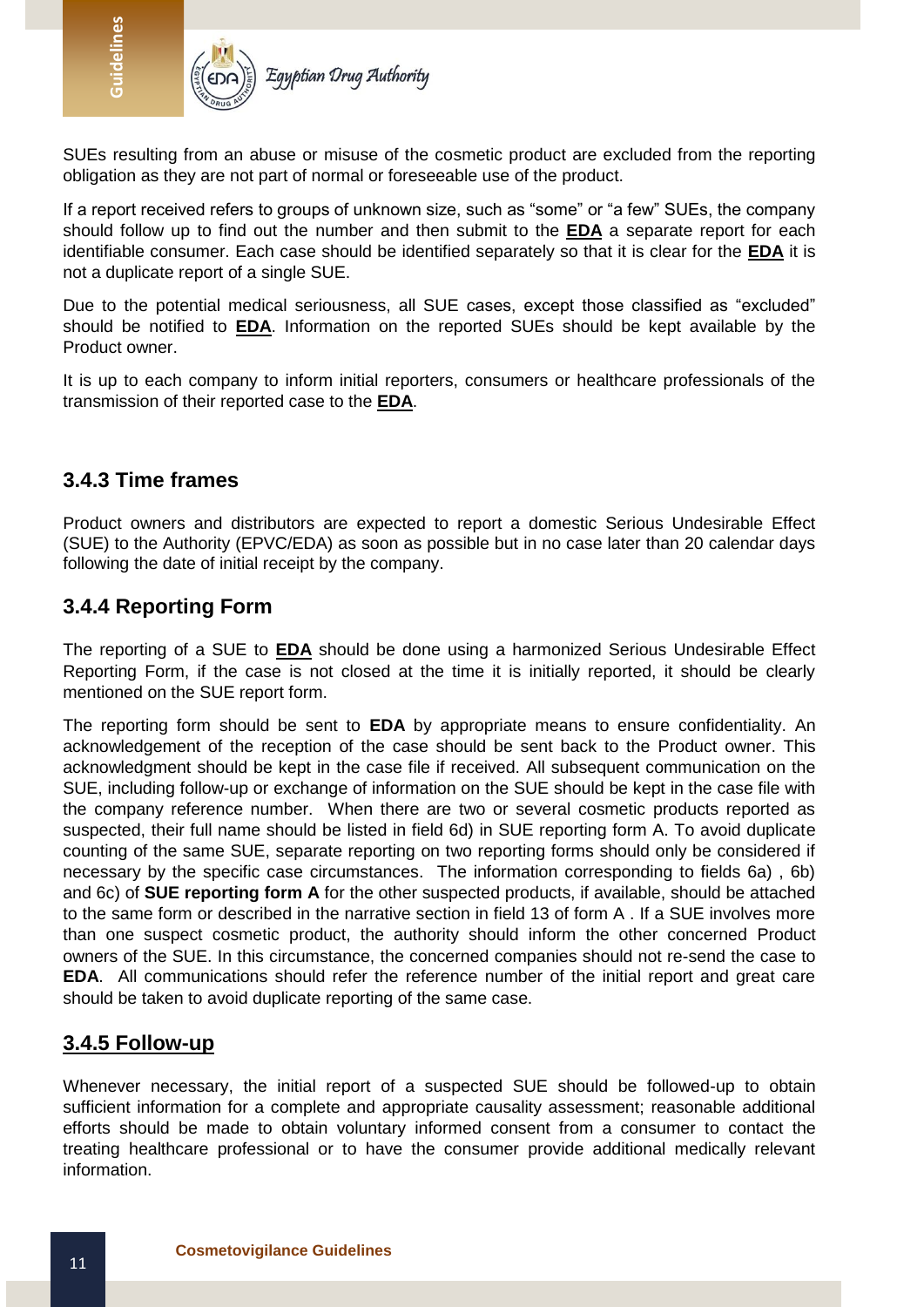SUEs resulting from an abuse or misuse of the cosmetic product are excluded from the reporting obligation as they are not part of normal or foreseeable use of the product.

If a report received refers to groups of unknown size, such as "some" or "a few" SUEs, the company should follow up to find out the number and then submit to the **EDA** a separate report for each identifiable consumer. Each case should be identified separately so that it is clear for the **EDA** it is not a duplicate report of a single SUE.

Due to the potential medical seriousness, all SUE cases, except those classified as "excluded" should be notified to **EDA**. Information on the reported SUEs should be kept available by the Product owner.

It is up to each company to inform initial reporters, consumers or healthcare professionals of the transmission of their reported case to the **EDA**.

### 3.4.3 Time frames

Product owners and distributors are expected to report a domestic Serious Undesirable Effect (SUE) to the Authority (EPVC/EDA) as soon as possible but in no case later than 20 calendar days following the date of initial receipt by the company.

### 3.4.4 Reporting Form

The reporting of a SUE to **EDA** should be done using a harmonized Serious Undesirable Effect Reporting Form, if the case is not closed at the time it is initially reported, it should be clearly mentioned on the SUE report form.

The reporting form should be sent to **EDA** by appropriate means to ensure confidentiality. An acknowledgement of the reception of the case should be sent back to the Product owner. This acknowledgment should be kept in the case file if received. All subsequent communication on the SUE, including follow-up or exchange of information on the SUE should be kept in the case file with the company reference number. When there are two or several cosmetic products reported as suspected, their full name should be listed in field 6d) in SUE reporting form A. To avoid duplicate counting of the same SUE, separate reporting on two reporting forms should only be considered if necessary by the specific case circumstances. The information corresponding to fields 6a) , 6b) and 6c) of **SUE reporting form A** for the other suspected products, if available, should be attached to the same form or described in the narrative section in field 13 of form A . If a SUE involves more than one suspect cosmetic product, the authority should inform the other concerned Product owners of the SUE. In this circumstance, the concerned companies should not re-send the case to **EDA**. All communications should refer the reference number of the initial report and great care should be taken to avoid duplicate reporting of the same case.

### 3.4.5 Follow-up

Whenever necessary, the initial report of a suspected SUE should be followed-up to obtain sufficient information for a complete and appropriate causality assessment; reasonable additional efforts should be made to obtain voluntary informed consent from a consumer to contact the treating healthcare professional or to have the consumer provide additional medically relevant information.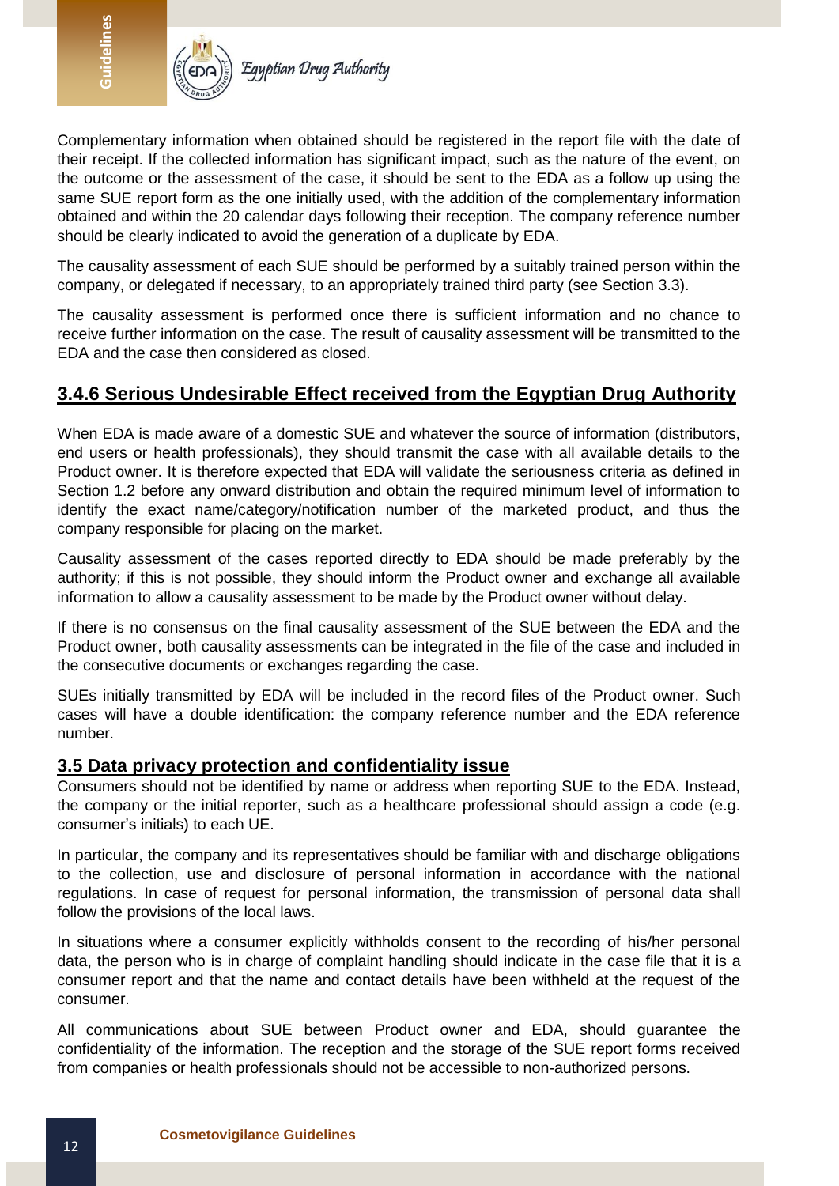Complementary information when obtained should be registered in the report file with the date of their receipt. If the collected information has significant impact, such as the nature of the event, on the outcome or the assessment of the case, it should be sent to the EDA as a follow up using the same SUE report form as the one initially used, with the addition of the complementary information obtained and within the 20 calendar days following their reception. The company reference number should be clearly indicated to avoid the generation of a duplicate by EDA.

The causality assessment of each SUE should be performed by a suitably trained person within the company, or delegated if necessary, to an appropriately trained third party (see Section 3.3).

The causality assessment is performed once there is sufficient information and no chance to receive further information on the case. The result of causality assessment will be transmitted to the EDA and the case then considered as closed.

### 3.4.6 Serious Undesirable Effect received from the Egyptian Drug Authority

When EDA is made aware of a domestic SUE and whatever the source of information (distributors, end users or health professionals), they should transmit the case with all available details to the Product owner. It is therefore expected that EDA will validate the seriousness criteria as defined in Section 1.2 before any onward distribution and obtain the required minimum level of information to identify the exact name/category/notification number of the marketed product, and thus the company responsible for placing on the market.

Causality assessment of the cases reported directly to EDA should be made preferably by the authority; if this is not possible, they should inform the Product owner and exchange all available information to allow a causality assessment to be made by the Product owner without delay.

If there is no consensus on the final causality assessment of the SUE between the EDA and the Product owner, both causality assessments can be integrated in the file of the case and included in the consecutive documents or exchanges regarding the case.

SUEs initially transmitted by EDA will be included in the record files of the Product owner. Such cases will have a double identification: the company reference number and the EDA reference number.

### 3.5 Data privacy protection and confidentiality issue

Consumers should not be identified by name or address when reporting SUE to the EDA. Instead, the company or the initial reporter, such as a healthcare professional should assign a code (e.g. consumer's initials) to each UE.

In particular, the company and its representatives should be familiar with and discharge obligations to the collection, use and disclosure of personal information in accordance with the national regulations. In case of request for personal information, the transmission of personal data shall follow the provisions of the local laws.

In situations where a consumer explicitly withholds consent to the recording of his/her personal data, the person who is in charge of complaint handling should indicate in the case file that it is a consumer report and that the name and contact details have been withheld at the request of the consumer.

All communications about SUE between Product owner and EDA, should guarantee the confidentiality of the information. The reception and the storage of the SUE report forms received from companies or health professionals should not be accessible to non-authorized persons.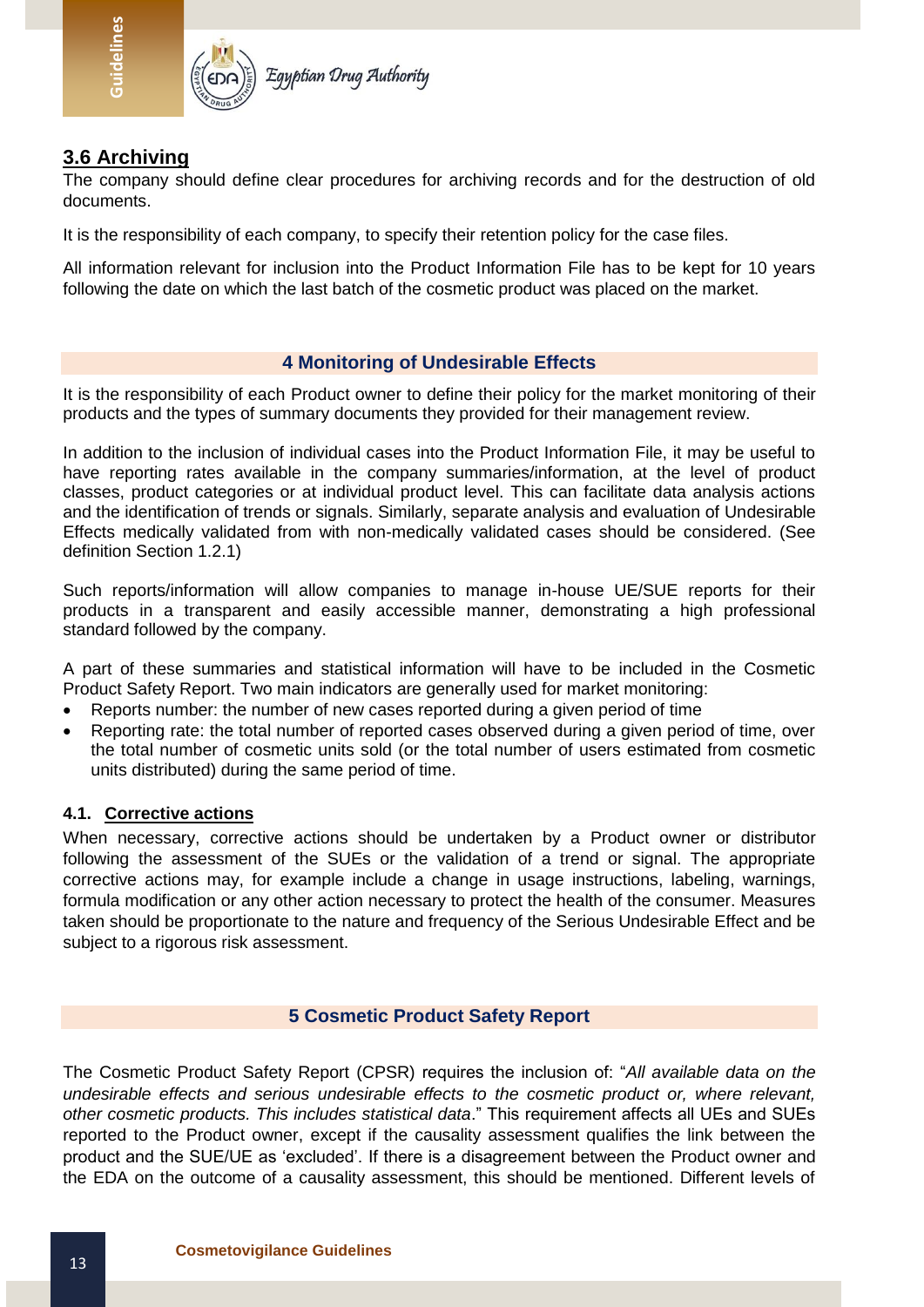## 3.6 Archiving

The company should define clear procedures for archiving records and for the destruction of old documents.

It is the responsibility of each company, to specify their retention policy for the case files.

All information relevant for inclusion into the Product Information File has to be kept for 10 years following the date on which the last batch of the cosmetic product was placed on the market.

# 4 Monitoring of Undesirable Effects

It is the responsibility of each Product owner to define their policy for the market monitoring of their products and the types of summary documents they provided for their management review.

In addition to the inclusion of individual cases into the Product Information File, it may be useful to have reporting rates available in the company summaries/information, at the level of product classes, product categories or at individual product level. This can facilitate data analysis actions and the identification of trends or signals. Similarly, separate analysis and evaluation of Undesirable Effects medically validated from with non-medically validated cases should be considered. (See definition Section 1.2.1)

Such reports/information will allow companies to manage in-house UE/SUE reports for their products in a transparent and easily accessible manner, demonstrating a high professional standard followed by the company.

A part of these summaries and statistical information will have to be included in the Cosmetic Product Safety Report. Two main indicators are generally used for market monitoring:

- Reports number: the number of new cases reported during a given period of time
- Reporting rate: the total number of reported cases observed during a given period of time, over the total number of cosmetic units sold (or the total number of users estimated from cosmetic units distributed) during the same period of time.

### 4.1. Corrective actions

When necessary, corrective actions should be undertaken by a Product owner or distributor following the assessment of the SUEs or the validation of a trend or signal. The appropriate corrective actions may, for example include a change in usage instructions, labeling, warnings, formula modification or any other action necessary to protect the health of the consumer. Measures taken should be proportionate to the nature and frequency of the Serious Undesirable Effect and be subject to a rigorous risk assessment.

# 5 Cosmetic Product Safety Report

The Cosmetic Product Safety Report (CPSR) requires the inclusion of: "*All available data on the undesirable effects and serious undesirable effects to the cosmetic product or, where relevant, other cosmetic products. This includes statistical data*." This requirement affects all UEs and SUEs reported to the Product owner, except if the causality assessment qualifies the link between the product and the SUE/UE as 'excluded'. If there is a disagreement between the Product owner and the EDA on the outcome of a causality assessment, this should be mentioned. Different levels of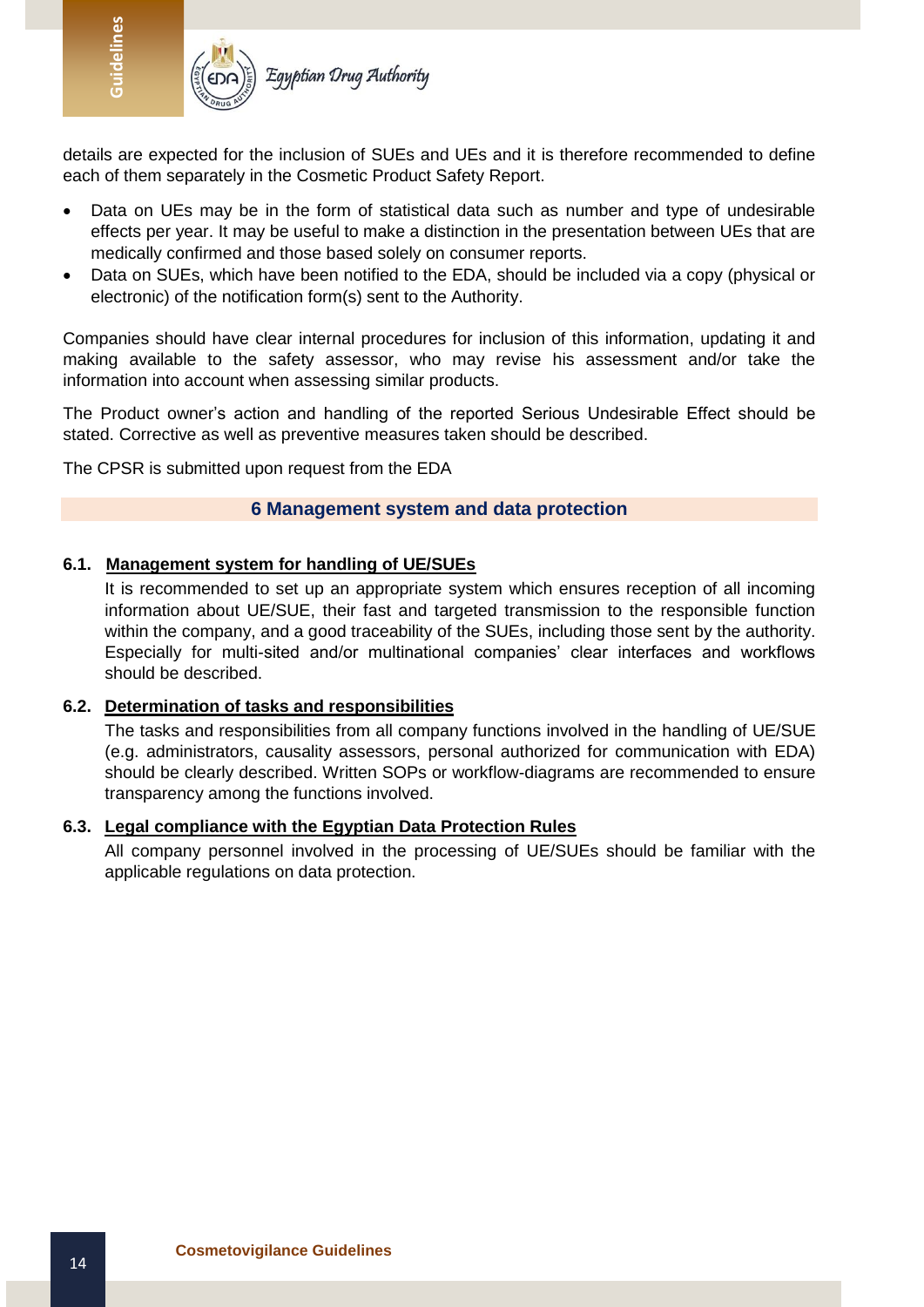details are expected for the inclusion of SUEs and UEs and it is therefore recommended to define each of them separately in the Cosmetic Product Safety Report.

- Data on UEs may be in the form of statistical data such as number and type of undesirable effects per year. It may be useful to make a distinction in the presentation between UEs that are medically confirmed and those based solely on consumer reports.
- Data on SUEs, which have been notified to the EDA, should be included via a copy (physical or electronic) of the notification form(s) sent to the Authority.

Companies should have clear internal procedures for inclusion of this information, updating it and making available to the safety assessor, who may revise his assessment and/or take the information into account when assessing similar products.

The Product owner's action and handling of the reported Serious Undesirable Effect should be stated. Corrective as well as preventive measures taken should be described.

The CPSR is submitted upon request from the EDA

## 6 Management system and data protection

### 6.1. Management system for handling of UE/SUEs

It is recommended to set up an appropriate system which ensures reception of all incoming information about UE/SUE, their fast and targeted transmission to the responsible function within the company, and a good traceability of the SUEs, including those sent by the authority. Especially for multi-sited and/or multinational companies' clear interfaces and workflows should be described.

### 6.2. Determination of tasks and responsibilities

The tasks and responsibilities from all company functions involved in the handling of UE/SUE (e.g. administrators, causality assessors, personal authorized for communication with EDA) should be clearly described. Written SOPs or workflow-diagrams are recommended to ensure transparency among the functions involved.

### 6.3. Legal compliance with the Egyptian Data Protection Rules

All company personnel involved in the processing of UE/SUEs should be familiar with the applicable regulations on data protection.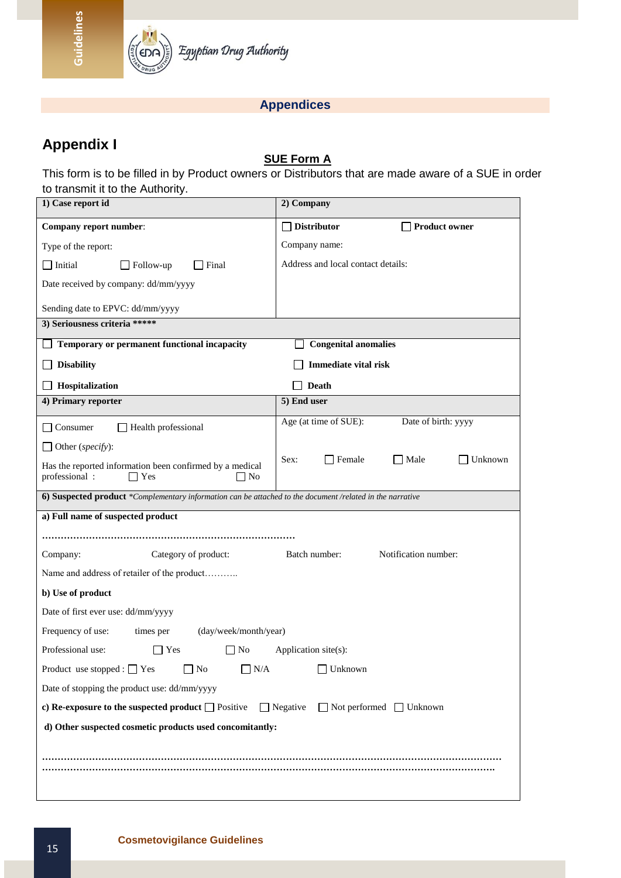## Appendices

## Appendix I

### SUE Form A

This form is to be filled in by Product owners or Distributors that are made aware of a SUE in order to transmit it to the Authority.

| **1) Case report id** | **2) Company** |
|---|---|
| **Company report number**:<br>Type of the report:<br>☐ Initial ☐ Follow-up ☐ Final<br>Date received by company: dd/mm/yyyy<br>Sending date to EPVC: dd/mm/yyyy | ☐ **Distributor** ☐ **Product owner**<br>Company name:<br>Address and local contact details: |
| **3) Seriousness criteria \*\*\*\*\*** | |
| ☐ **Temporary or permanent functional incapacity**<br>☐ **Disability**<br>☐ **Hospitalization** | ☐ **Congenital anomalies**<br>☐ **Immediate vital risk**<br>☐ **Death** |
| **4) Primary reporter** | **5) End user** |
| ☐ Consumer ☐ Health professional<br>☐ Other (*specify*):<br>Has the reported information been confirmed by a medical professional : ☐ Yes ☐ No | Age (at time of SUE): Date of birth: yyyy<br>Sex: ☐ Female ☐ Male ☐ Unknown |
| **6) Suspected product** *\*Complementary information can be attached to the document /related in the narrative* | |

**a) Full name of suspected product**

………………………………………………………………………

Company: Category of product: Batch number: Notification number:

Name and address of retailer of the product………..

**b) Use of product**

Date of first ever use: dd/mm/yyyy

Frequency of use: times per (day/week/month/year)

Professional use: ☐ Yes ☐ No Application site(s):

Product use stopped : ☐ Yes ☐ No ☐ N/A ☐ Unknown

Date of stopping the product use: dd/mm/yyyy

**c) Re-exposure to the suspected product** ☐ Positive ☐ Negative ☐ Not performed ☐ Unknown

**d) Other suspected cosmetic products used concomitantly:**

……………………………………………………………………………………………………………………………
……………………………………………………………………………………………………………………………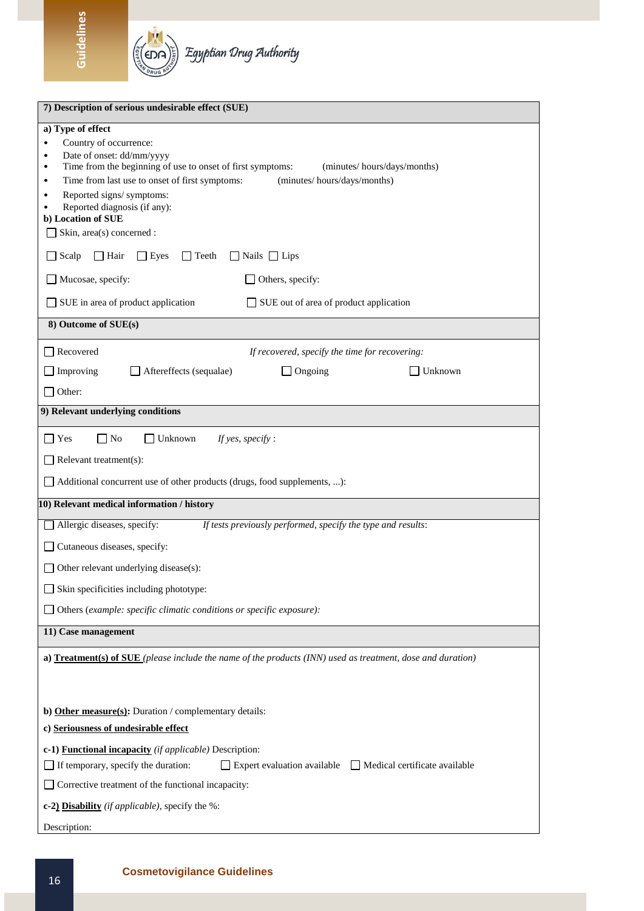## 7) Description of serious undesirable effect (SUE)

**a) Type of effect**

- Country of occurrence:
- Date of onset: dd/mm/yyyy
- Time from the beginning of use to onset of first symptoms: (minutes/ hours/days/months)
- Time from last use to onset of first symptoms: (minutes/ hours/days/months)
- Reported signs/ symptoms:
- Reported diagnosis (if any):

**b) Location of SUE**

☐ Skin, area(s) concerned :

☐ Scalp ☐ Hair ☐ Eyes ☐ Teeth ☐ Nails ☐ Lips

☐ Mucosae, specify: ☐ Others, specify:

☐ SUE in area of product application ☐ SUE out of area of product application

## 8) Outcome of SUE(s)

☐ Recovered *If recovered, specify the time for recovering:*

☐ Improving ☐ Aftereffects (sequalae) ☐ Ongoing ☐ Unknown

☐ Other:

## 9) Relevant underlying conditions

☐ Yes ☐ No ☐ Unknown *If yes, specify* :

☐ Relevant treatment(s):

☐ Additional concurrent use of other products (drugs, food supplements, ...):

## 10) Relevant medical information / history

☐ Allergic diseases, specify: *If tests previously performed, specify the type and results*:

☐ Cutaneous diseases, specify:

☐ Other relevant underlying disease(s):

☐ Skin specificities including phototype:

☐ Others (*example: specific climatic conditions or specific exposure):*

## 11) Case management

**a) Treatment(s) of SUE** *(please include the name of the products (INN) used as treatment, dose and duration)*

**b) Other measure(s):** Duration / complementary details:

**c) Seriousness of undesirable effect**

**c-1) Functional incapacity** *(if applicable)* Description:

☐ If temporary, specify the duration: ☐ Expert evaluation available ☐ Medical certificate available

☐ Corrective treatment of the functional incapacity:

**c-2) Disability** *(if applicable)*, specify the %:

Description: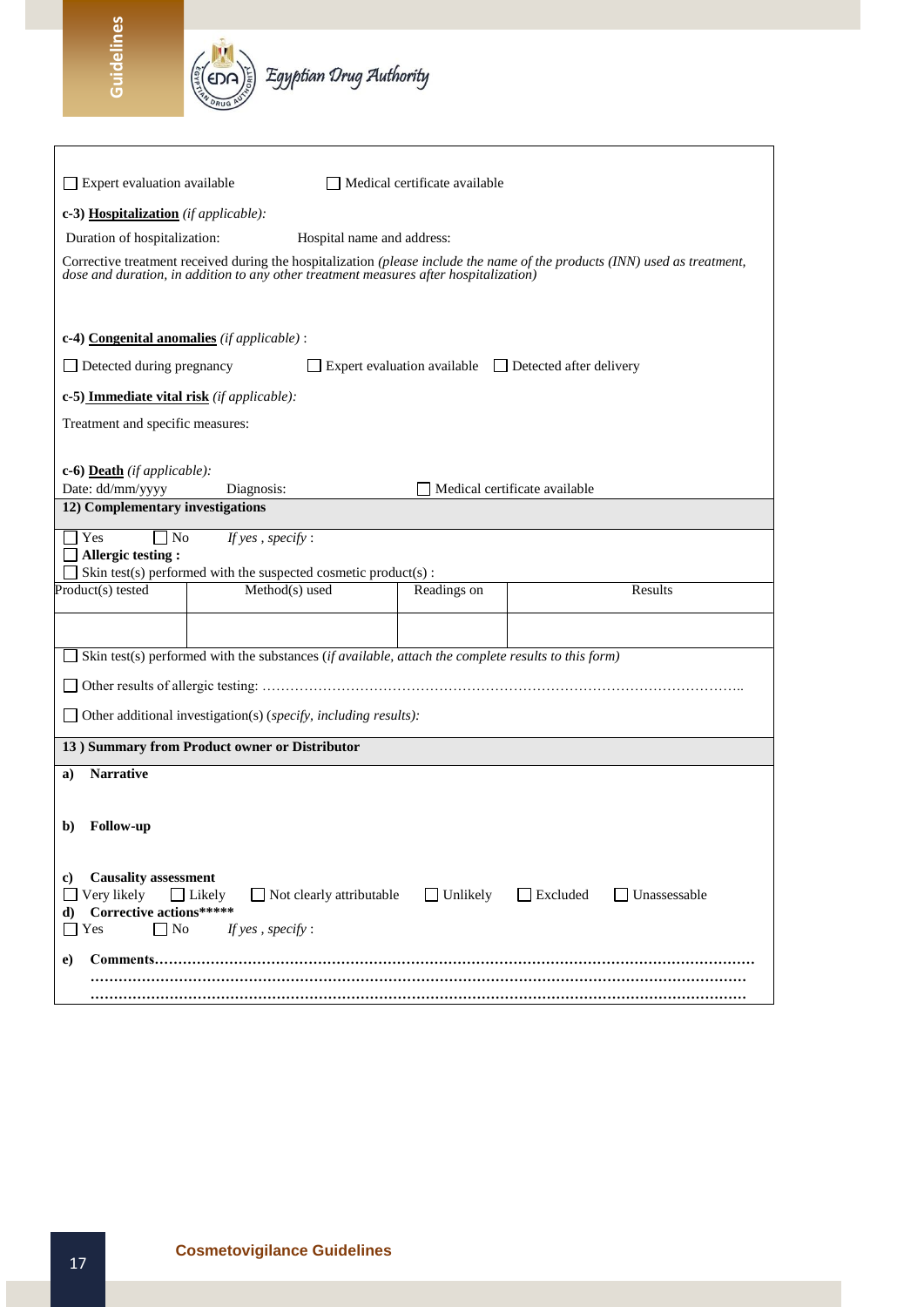☐ Expert evaluation available ☐ Medical certificate available

**c-3) Hospitalization** *(if applicable):*

Duration of hospitalization: Hospital name and address:

Corrective treatment received during the hospitalization *(please include the name of the products (INN) used as treatment, dose and duration, in addition to any other treatment measures after hospitalization)*

**c-4) Congenital anomalies** *(if applicable)* :

☐ Detected during pregnancy ☐ Expert evaluation available ☐ Detected after delivery

**c-5) Immediate vital risk** *(if applicable):*

Treatment and specific measures:

**c-6) Death** *(if applicable):*

Date: dd/mm/yyyy Diagnosis: ☐ Medical certificate available

**12) Complementary investigations**

☐ Yes ☐ No *If yes , specify* :

☐ **Allergic testing :**

☐ Skin test(s) performed with the suspected cosmetic product(s) :

| Product(s) tested | Method(s) used | Readings on | Results |
|---|---|---|---|
| | | | |

☐ Skin test(s) performed with the substances (*if available, attach the complete results to this form)*

☐ Other results of allergic testing: ………………………………………………………………………………………..

☐ Other additional investigation(s) (*specify, including results):*

**13 ) Summary from Product owner or Distributor**

**a) Narrative**

**b) Follow-up**

**c) Causality assessment**

☐ Very likely ☐ Likely ☐ Not clearly attributable ☐ Unlikely ☐ Excluded ☐ Unassessable

**d) Corrective actions*****

☐ Yes ☐ No *If yes , specify* :

**e) Comments………………………………………………………………………………………………………………**

**………………………………………………………………………………………………………………………**

**………………………………………………………………………………………………………………………**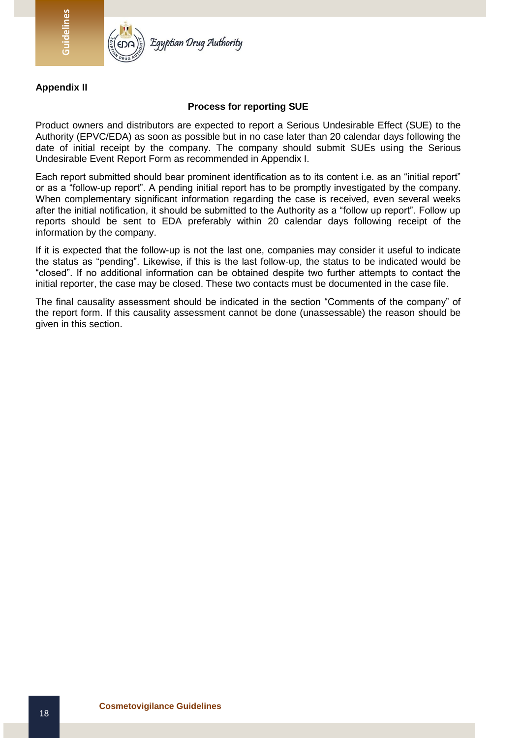**Appendix II**

**Process for reporting SUE**

Product owners and distributors are expected to report a Serious Undesirable Effect (SUE) to the Authority (EPVC/EDA) as soon as possible but in no case later than 20 calendar days following the date of initial receipt by the company. The company should submit SUEs using the Serious Undesirable Event Report Form as recommended in Appendix I.

Each report submitted should bear prominent identification as to its content i.e. as an "initial report" or as a "follow-up report". A pending initial report has to be promptly investigated by the company. When complementary significant information regarding the case is received, even several weeks after the initial notification, it should be submitted to the Authority as a "follow up report". Follow up reports should be sent to EDA preferably within 20 calendar days following receipt of the information by the company.

If it is expected that the follow-up is not the last one, companies may consider it useful to indicate the status as "pending". Likewise, if this is the last follow-up, the status to be indicated would be "closed". If no additional information can be obtained despite two further attempts to contact the initial reporter, the case may be closed. These two contacts must be documented in the case file.

The final causality assessment should be indicated in the section "Comments of the company" of the report form. If this causality assessment cannot be done (unassessable) the reason should be given in this section.